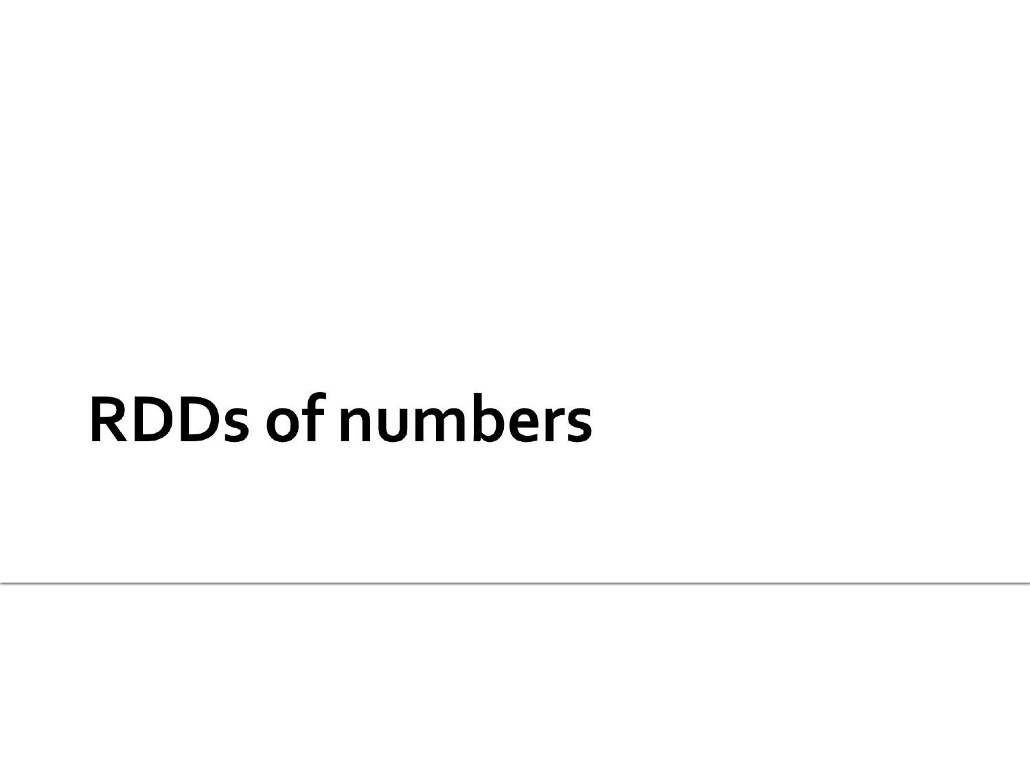# RDDs of numbers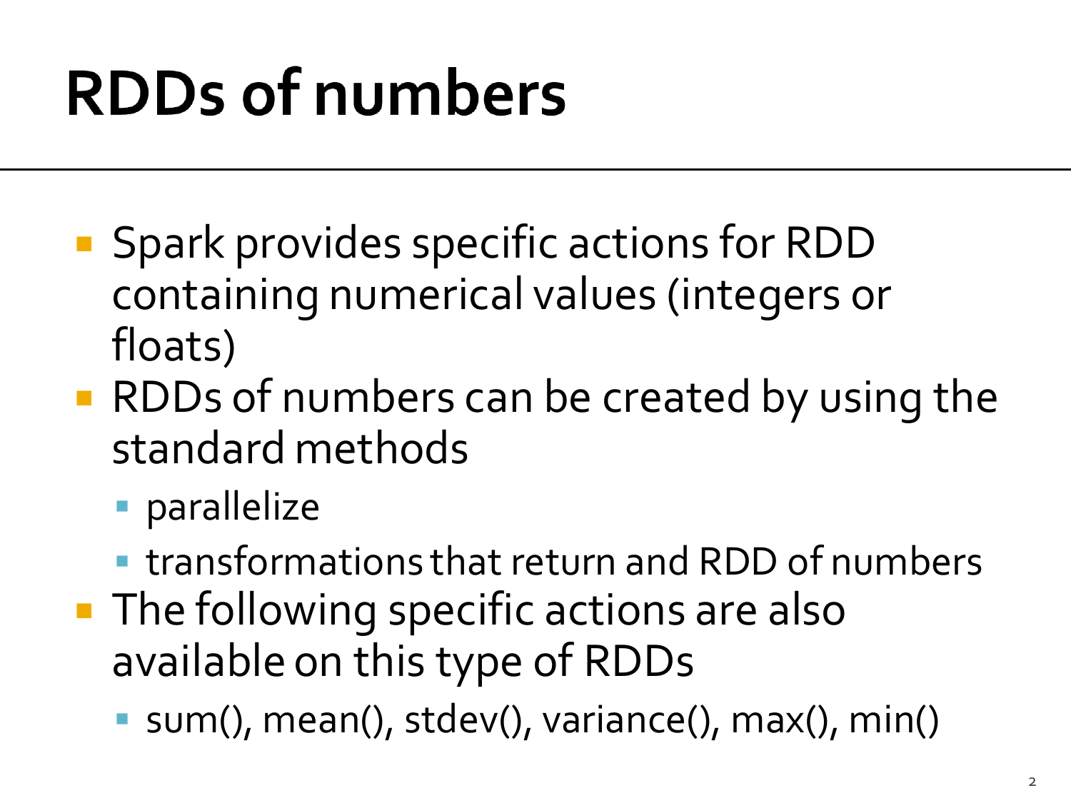# RDDs of numbers

- Spark provides specific actions for RDD containing numerical values (integers or floats)
- RDDs of numbers can be created by using the standard methods
  - parallelize
  - transformations that return and RDD of numbers
- The following specific actions are also available on this type of RDDs
  - sum(), mean(), stdev(), variance(), max(), min()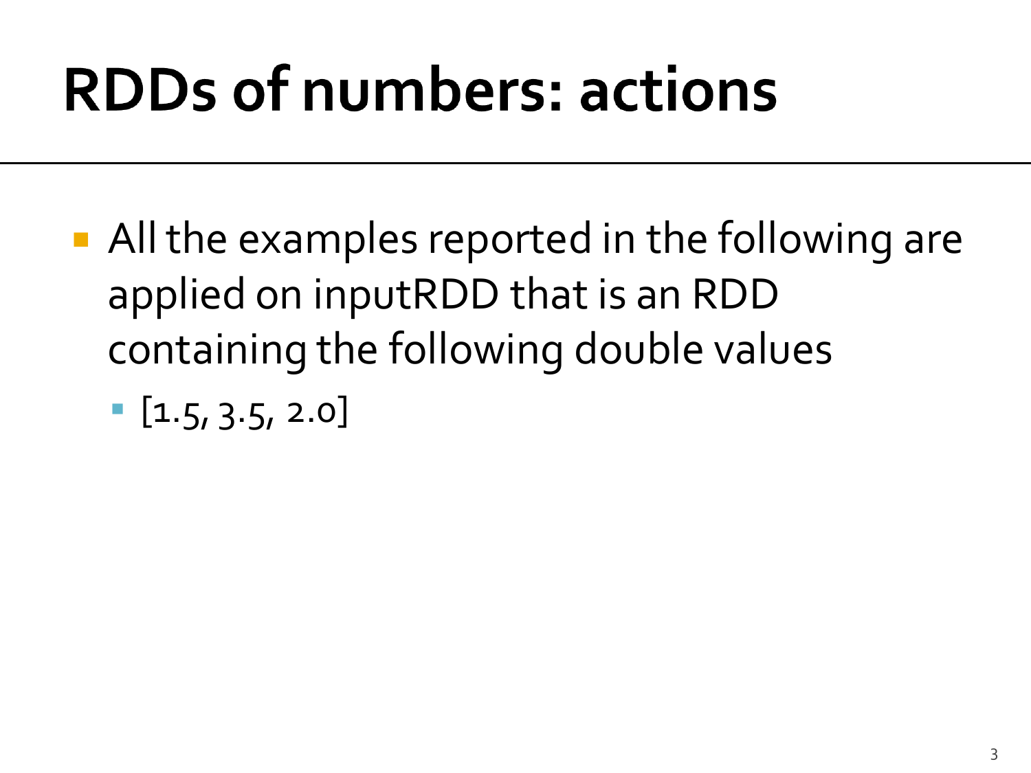# RDDs of numbers: actions

- All the examples reported in the following are applied on inputRDD that is an RDD containing the following double values
  - [1.5, 3.5, 2.0]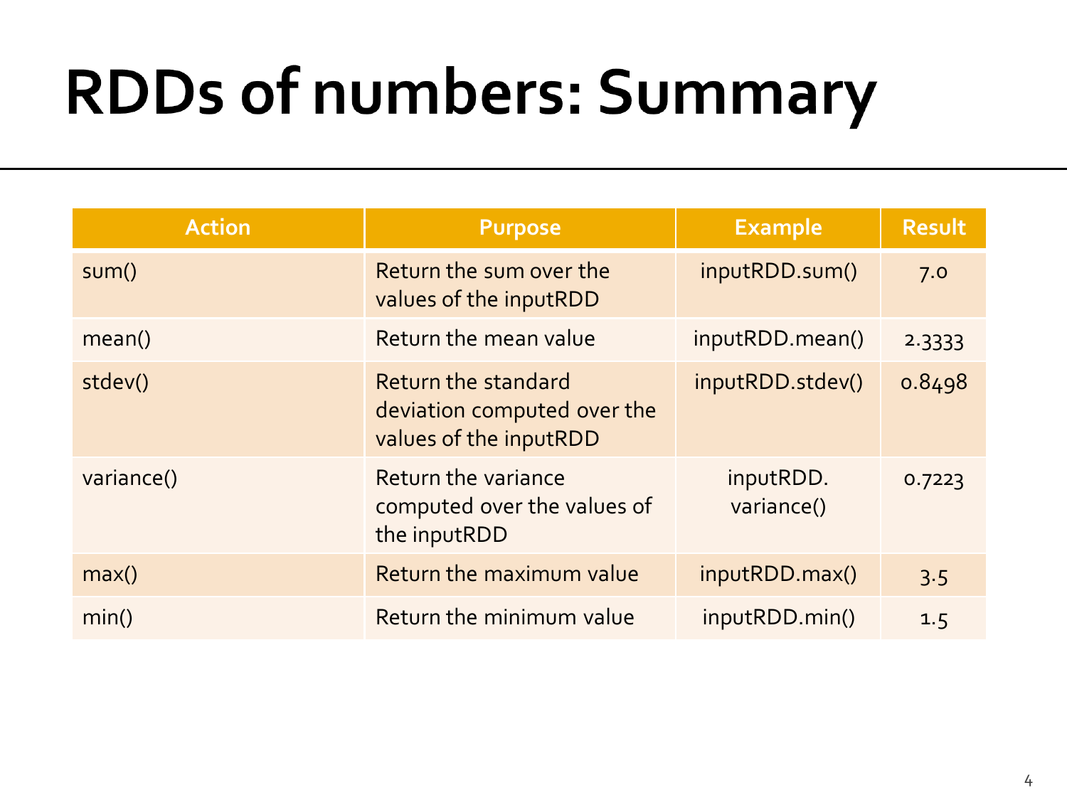# RDDs of numbers: Summary

| Action | Purpose | Example | Result |
|---|---|---|---|
| sum() | Return the sum over the values of the inputRDD | inputRDD.sum() | 7.0 |
| mean() | Return the mean value | inputRDD.mean() | 2.3333 |
| stdev() | Return the standard deviation computed over the values of the inputRDD | inputRDD.stdev() | 0.8498 |
| variance() | Return the variance computed over the values of the inputRDD | inputRDD.variance() | 0.7223 |
| max() | Return the maximum value | inputRDD.max() | 3.5 |
| min() | Return the minimum value | inputRDD.min() | 1.5 |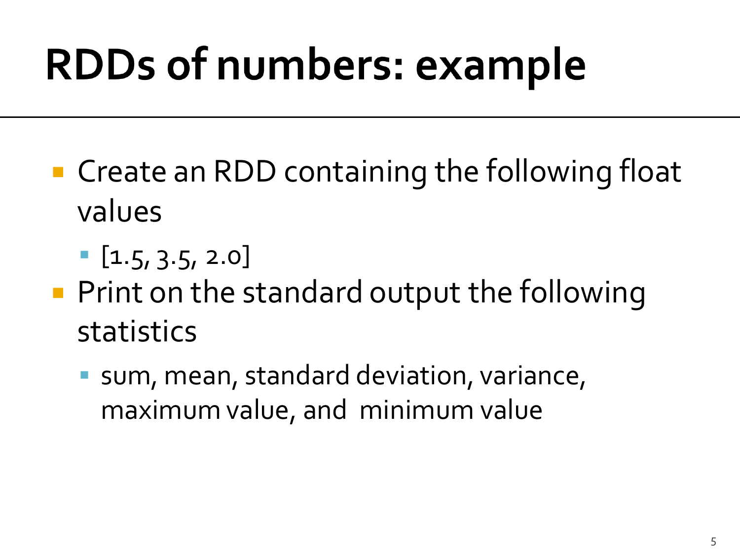# RDDs of numbers: example

- Create an RDD containing the following float values
  - [1.5, 3.5, 2.0]
- Print on the standard output the following statistics
  - sum, mean, standard deviation, variance, maximum value, and minimum value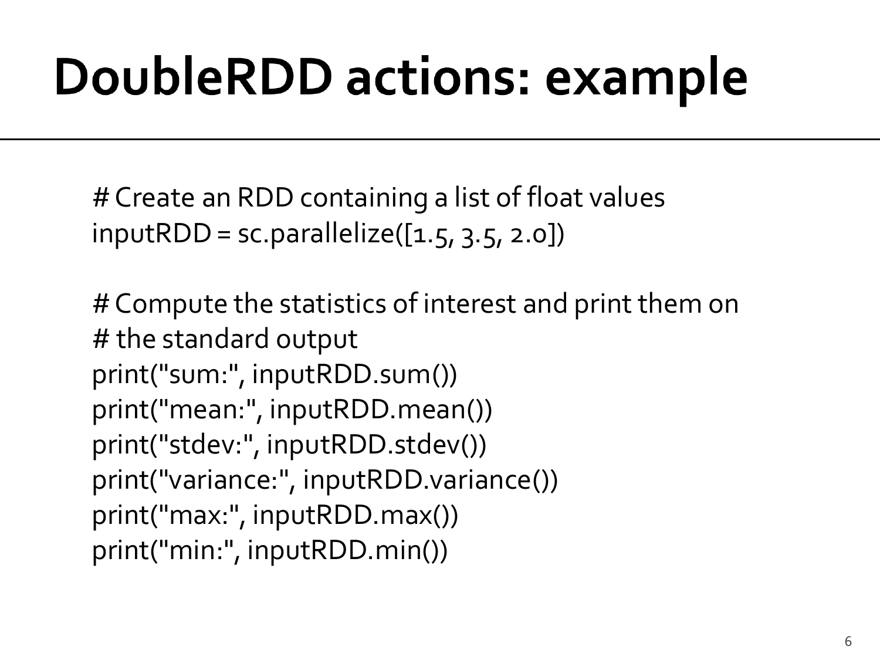# DoubleRDD actions: example

```
# Create an RDD containing a list of float values
inputRDD = sc.parallelize([1.5, 3.5, 2.0])

# Compute the statistics of interest and print them on
# the standard output
print("sum:", inputRDD.sum())
print("mean:", inputRDD.mean())
print("stdev:", inputRDD.stdev())
print("variance:", inputRDD.variance())
print("max:", inputRDD.max())
print("min:", inputRDD.min())
```